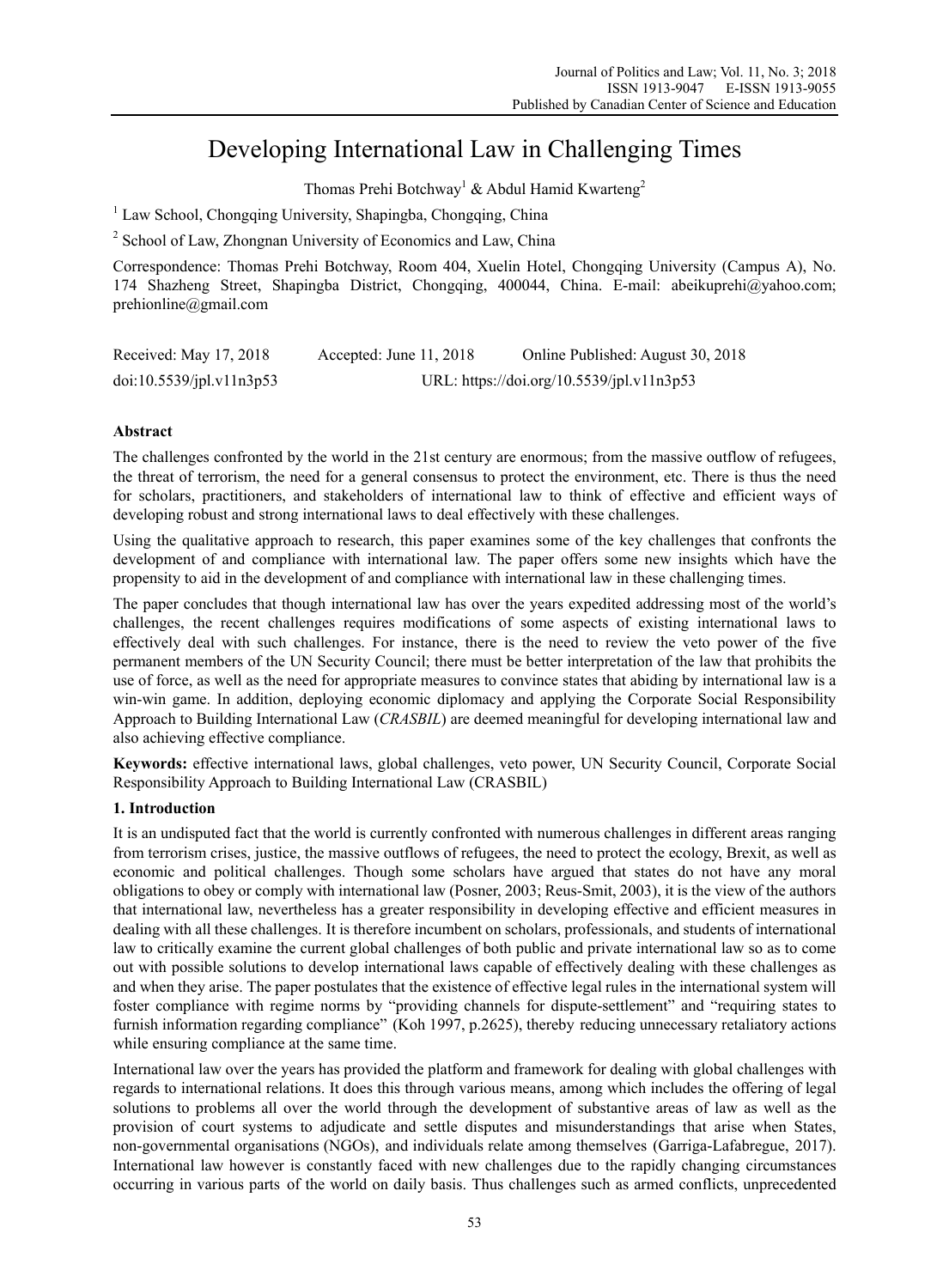# Developing International Law in Challenging Times

Thomas Prehi Botchway[1] & Abdul Hamid Kwarteng[2]

[1] Law School, Chongqing University, Shapingba, Chongqing, China

[2] School of Law, Zhongnan University of Economics and Law, China

Correspondence: Thomas Prehi Botchway, Room 404, Xuelin Hotel, Chongqing University (Campus A), No. 174 Shazheng Street, Shapingba District, Chongqing, 400044, China. E-mail: abeikuprehi@yahoo.com; prehionline@gmail.com

| Received: May 17, 2018 | Accepted: June 11, 2018 | Online Published: August 30, 2018 |
|---|---|---|
| doi:10.5539/jpl.v11n3p53 | URL: https://doi.org/10.5539/jpl.v11n3p53 | |

## Abstract

The challenges confronted by the world in the 21st century are enormous; from the massive outflow of refugees, the threat of terrorism, the need for a general consensus to protect the environment, etc. There is thus the need for scholars, practitioners, and stakeholders of international law to think of effective and efficient ways of developing robust and strong international laws to deal effectively with these challenges.

Using the qualitative approach to research, this paper examines some of the key challenges that confronts the development of and compliance with international law. The paper offers some new insights which have the propensity to aid in the development of and compliance with international law in these challenging times.

The paper concludes that though international law has over the years expedited addressing most of the world's challenges, the recent challenges requires modifications of some aspects of existing international laws to effectively deal with such challenges. For instance, there is the need to review the veto power of the five permanent members of the UN Security Council; there must be better interpretation of the law that prohibits the use of force, as well as the need for appropriate measures to convince states that abiding by international law is a win-win game. In addition, deploying economic diplomacy and applying the Corporate Social Responsibility Approach to Building International Law (*CRASBIL*) are deemed meaningful for developing international law and also achieving effective compliance.

**Keywords:** effective international laws, global challenges, veto power, UN Security Council, Corporate Social Responsibility Approach to Building International Law (CRASBIL)

## 1. Introduction

It is an undisputed fact that the world is currently confronted with numerous challenges in different areas ranging from terrorism crises, justice, the massive outflows of refugees, the need to protect the ecology, Brexit, as well as economic and political challenges. Though some scholars have argued that states do not have any moral obligations to obey or comply with international law (Posner, 2003; Reus-Smit, 2003), it is the view of the authors that international law, nevertheless has a greater responsibility in developing effective and efficient measures in dealing with all these challenges. It is therefore incumbent on scholars, professionals, and students of international law to critically examine the current global challenges of both public and private international law so as to come out with possible solutions to develop international laws capable of effectively dealing with these challenges as and when they arise. The paper postulates that the existence of effective legal rules in the international system will foster compliance with regime norms by "providing channels for dispute-settlement" and "requiring states to furnish information regarding compliance" (Koh 1997, p.2625), thereby reducing unnecessary retaliatory actions while ensuring compliance at the same time.

International law over the years has provided the platform and framework for dealing with global challenges with regards to international relations. It does this through various means, among which includes the offering of legal solutions to problems all over the world through the development of substantive areas of law as well as the provision of court systems to adjudicate and settle disputes and misunderstandings that arise when States, non-governmental organisations (NGOs), and individuals relate among themselves (Garriga-Lafabregue, 2017). International law however is constantly faced with new challenges due to the rapidly changing circumstances occurring in various parts of the world on daily basis. Thus challenges such as armed conflicts, unprecedented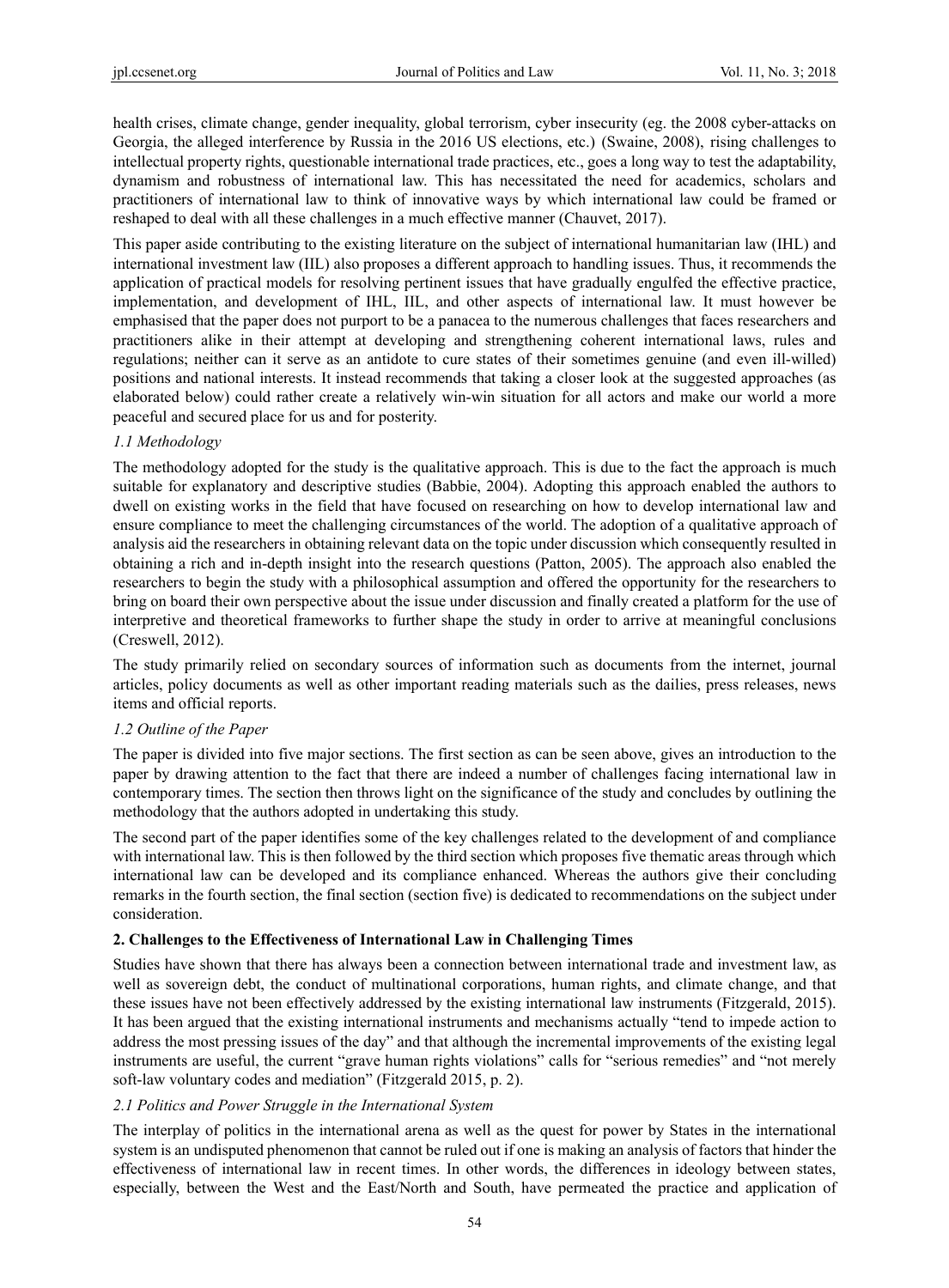health crises, climate change, gender inequality, global terrorism, cyber insecurity (eg. the 2008 cyber-attacks on Georgia, the alleged interference by Russia in the 2016 US elections, etc.) (Swaine, 2008), rising challenges to intellectual property rights, questionable international trade practices, etc., goes a long way to test the adaptability, dynamism and robustness of international law. This has necessitated the need for academics, scholars and practitioners of international law to think of innovative ways by which international law could be framed or reshaped to deal with all these challenges in a much effective manner (Chauvet, 2017).

This paper aside contributing to the existing literature on the subject of international humanitarian law (IHL) and international investment law (IIL) also proposes a different approach to handling issues. Thus, it recommends the application of practical models for resolving pertinent issues that have gradually engulfed the effective practice, implementation, and development of IHL, IIL, and other aspects of international law. It must however be emphasised that the paper does not purport to be a panacea to the numerous challenges that faces researchers and practitioners alike in their attempt at developing and strengthening coherent international laws, rules and regulations; neither can it serve as an antidote to cure states of their sometimes genuine (and even ill-willed) positions and national interests. It instead recommends that taking a closer look at the suggested approaches (as elaborated below) could rather create a relatively win-win situation for all actors and make our world a more peaceful and secured place for us and for posterity.

### *1.1 Methodology*

The methodology adopted for the study is the qualitative approach. This is due to the fact the approach is much suitable for explanatory and descriptive studies (Babbie, 2004). Adopting this approach enabled the authors to dwell on existing works in the field that have focused on researching on how to develop international law and ensure compliance to meet the challenging circumstances of the world. The adoption of a qualitative approach of analysis aid the researchers in obtaining relevant data on the topic under discussion which consequently resulted in obtaining a rich and in-depth insight into the research questions (Patton, 2005). The approach also enabled the researchers to begin the study with a philosophical assumption and offered the opportunity for the researchers to bring on board their own perspective about the issue under discussion and finally created a platform for the use of interpretive and theoretical frameworks to further shape the study in order to arrive at meaningful conclusions (Creswell, 2012).

The study primarily relied on secondary sources of information such as documents from the internet, journal articles, policy documents as well as other important reading materials such as the dailies, press releases, news items and official reports.

### *1.2 Outline of the Paper*

The paper is divided into five major sections. The first section as can be seen above, gives an introduction to the paper by drawing attention to the fact that there are indeed a number of challenges facing international law in contemporary times. The section then throws light on the significance of the study and concludes by outlining the methodology that the authors adopted in undertaking this study.

The second part of the paper identifies some of the key challenges related to the development of and compliance with international law. This is then followed by the third section which proposes five thematic areas through which international law can be developed and its compliance enhanced. Whereas the authors give their concluding remarks in the fourth section, the final section (section five) is dedicated to recommendations on the subject under consideration.

## **2. Challenges to the Effectiveness of International Law in Challenging Times**

Studies have shown that there has always been a connection between international trade and investment law, as well as sovereign debt, the conduct of multinational corporations, human rights, and climate change, and that these issues have not been effectively addressed by the existing international law instruments (Fitzgerald, 2015). It has been argued that the existing international instruments and mechanisms actually "tend to impede action to address the most pressing issues of the day" and that although the incremental improvements of the existing legal instruments are useful, the current "grave human rights violations" calls for "serious remedies" and "not merely soft-law voluntary codes and mediation" (Fitzgerald 2015, p. 2).

### *2.1 Politics and Power Struggle in the International System*

The interplay of politics in the international arena as well as the quest for power by States in the international system is an undisputed phenomenon that cannot be ruled out if one is making an analysis of factors that hinder the effectiveness of international law in recent times. In other words, the differences in ideology between states, especially, between the West and the East/North and South, have permeated the practice and application of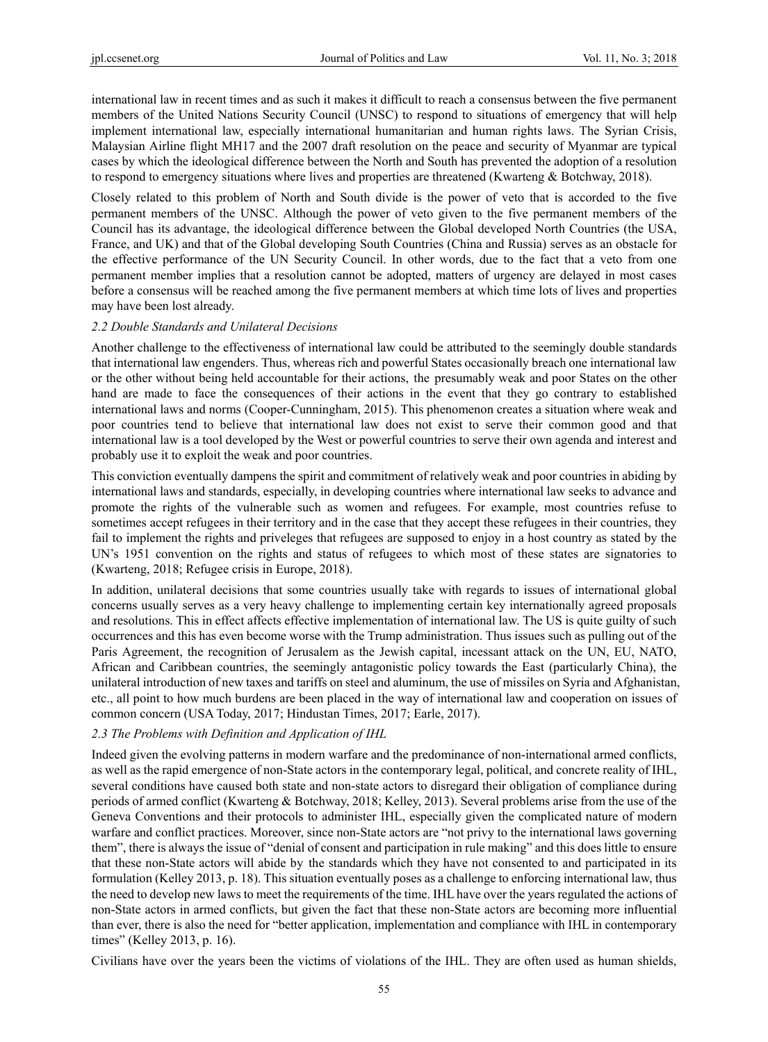international law in recent times and as such it makes it difficult to reach a consensus between the five permanent members of the United Nations Security Council (UNSC) to respond to situations of emergency that will help implement international law, especially international humanitarian and human rights laws. The Syrian Crisis, Malaysian Airline flight MH17 and the 2007 draft resolution on the peace and security of Myanmar are typical cases by which the ideological difference between the North and South has prevented the adoption of a resolution to respond to emergency situations where lives and properties are threatened (Kwarteng & Botchway, 2018).

Closely related to this problem of North and South divide is the power of veto that is accorded to the five permanent members of the UNSC. Although the power of veto given to the five permanent members of the Council has its advantage, the ideological difference between the Global developed North Countries (the USA, France, and UK) and that of the Global developing South Countries (China and Russia) serves as an obstacle for the effective performance of the UN Security Council. In other words, due to the fact that a veto from one permanent member implies that a resolution cannot be adopted, matters of urgency are delayed in most cases before a consensus will be reached among the five permanent members at which time lots of lives and properties may have been lost already.

### *2.2 Double Standards and Unilateral Decisions*

Another challenge to the effectiveness of international law could be attributed to the seemingly double standards that international law engenders. Thus, whereas rich and powerful States occasionally breach one international law or the other without being held accountable for their actions, the presumably weak and poor States on the other hand are made to face the consequences of their actions in the event that they go contrary to established international laws and norms (Cooper-Cunningham, 2015). This phenomenon creates a situation where weak and poor countries tend to believe that international law does not exist to serve their common good and that international law is a tool developed by the West or powerful countries to serve their own agenda and interest and probably use it to exploit the weak and poor countries.

This conviction eventually dampens the spirit and commitment of relatively weak and poor countries in abiding by international laws and standards, especially, in developing countries where international law seeks to advance and promote the rights of the vulnerable such as women and refugees. For example, most countries refuse to sometimes accept refugees in their territory and in the case that they accept these refugees in their countries, they fail to implement the rights and priveleges that refugees are supposed to enjoy in a host country as stated by the UN's 1951 convention on the rights and status of refugees to which most of these states are signatories to (Kwarteng, 2018; Refugee crisis in Europe, 2018).

In addition, unilateral decisions that some countries usually take with regards to issues of international global concerns usually serves as a very heavy challenge to implementing certain key internationally agreed proposals and resolutions. This in effect affects effective implementation of international law. The US is quite guilty of such occurrences and this has even become worse with the Trump administration. Thus issues such as pulling out of the Paris Agreement, the recognition of Jerusalem as the Jewish capital, incessant attack on the UN, EU, NATO, African and Caribbean countries, the seemingly antagonistic policy towards the East (particularly China), the unilateral introduction of new taxes and tariffs on steel and aluminum, the use of missiles on Syria and Afghanistan, etc., all point to how much burdens are been placed in the way of international law and cooperation on issues of common concern (USA Today, 2017; Hindustan Times, 2017; Earle, 2017).

### *2.3 The Problems with Definition and Application of IHL*

Indeed given the evolving patterns in modern warfare and the predominance of non-international armed conflicts, as well as the rapid emergence of non-State actors in the contemporary legal, political, and concrete reality of IHL, several conditions have caused both state and non-state actors to disregard their obligation of compliance during periods of armed conflict (Kwarteng & Botchway, 2018; Kelley, 2013). Several problems arise from the use of the Geneva Conventions and their protocols to administer IHL, especially given the complicated nature of modern warfare and conflict practices. Moreover, since non-State actors are "not privy to the international laws governing them", there is always the issue of "denial of consent and participation in rule making" and this does little to ensure that these non-State actors will abide by the standards which they have not consented to and participated in its formulation (Kelley 2013, p. 18). This situation eventually poses as a challenge to enforcing international law, thus the need to develop new laws to meet the requirements of the time. IHL have over the years regulated the actions of non-State actors in armed conflicts, but given the fact that these non-State actors are becoming more influential than ever, there is also the need for "better application, implementation and compliance with IHL in contemporary times" (Kelley 2013, p. 16).

Civilians have over the years been the victims of violations of the IHL. They are often used as human shields,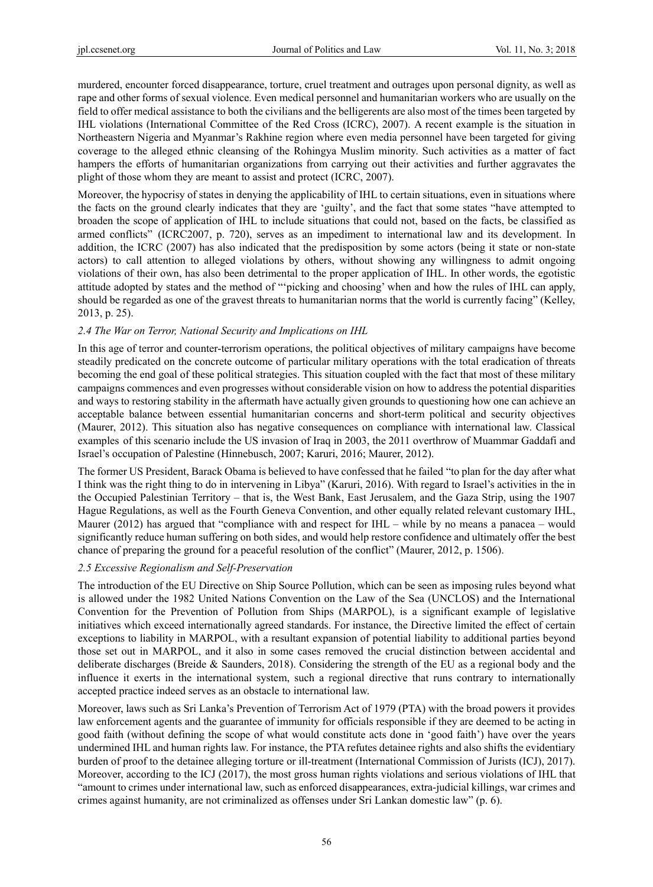murdered, encounter forced disappearance, torture, cruel treatment and outrages upon personal dignity, as well as rape and other forms of sexual violence. Even medical personnel and humanitarian workers who are usually on the field to offer medical assistance to both the civilians and the belligerents are also most of the times been targeted by IHL violations (International Committee of the Red Cross (ICRC), 2007). A recent example is the situation in Northeastern Nigeria and Myanmar's Rakhine region where even media personnel have been targeted for giving coverage to the alleged ethnic cleansing of the Rohingya Muslim minority. Such activities as a matter of fact hampers the efforts of humanitarian organizations from carrying out their activities and further aggravates the plight of those whom they are meant to assist and protect (ICRC, 2007).

Moreover, the hypocrisy of states in denying the applicability of IHL to certain situations, even in situations where the facts on the ground clearly indicates that they are 'guilty', and the fact that some states "have attempted to broaden the scope of application of IHL to include situations that could not, based on the facts, be classified as armed conflicts" (ICRC2007, p. 720), serves as an impediment to international law and its development. In addition, the ICRC (2007) has also indicated that the predisposition by some actors (being it state or non-state actors) to call attention to alleged violations by others, without showing any willingness to admit ongoing violations of their own, has also been detrimental to the proper application of IHL. In other words, the egotistic attitude adopted by states and the method of "'picking and choosing' when and how the rules of IHL can apply, should be regarded as one of the gravest threats to humanitarian norms that the world is currently facing" (Kelley, 2013, p. 25).

### *2.4 The War on Terror, National Security and Implications on IHL*

In this age of terror and counter-terrorism operations, the political objectives of military campaigns have become steadily predicated on the concrete outcome of particular military operations with the total eradication of threats becoming the end goal of these political strategies. This situation coupled with the fact that most of these military campaigns commences and even progresses without considerable vision on how to address the potential disparities and ways to restoring stability in the aftermath have actually given grounds to questioning how one can achieve an acceptable balance between essential humanitarian concerns and short-term political and security objectives (Maurer, 2012). This situation also has negative consequences on compliance with international law. Classical examples of this scenario include the US invasion of Iraq in 2003, the 2011 overthrow of Muammar Gaddafi and Israel's occupation of Palestine (Hinnebusch, 2007; Karuri, 2016; Maurer, 2012).

The former US President, Barack Obama is believed to have confessed that he failed "to plan for the day after what I think was the right thing to do in intervening in Libya" (Karuri, 2016). With regard to Israel's activities in the in the Occupied Palestinian Territory – that is, the West Bank, East Jerusalem, and the Gaza Strip, using the 1907 Hague Regulations, as well as the Fourth Geneva Convention, and other equally related relevant customary IHL, Maurer (2012) has argued that "compliance with and respect for IHL – while by no means a panacea – would significantly reduce human suffering on both sides, and would help restore confidence and ultimately offer the best chance of preparing the ground for a peaceful resolution of the conflict" (Maurer, 2012, p. 1506).

### *2.5 Excessive Regionalism and Self-Preservation*

The introduction of the EU Directive on Ship Source Pollution, which can be seen as imposing rules beyond what is allowed under the 1982 United Nations Convention on the Law of the Sea (UNCLOS) and the International Convention for the Prevention of Pollution from Ships (MARPOL), is a significant example of legislative initiatives which exceed internationally agreed standards. For instance, the Directive limited the effect of certain exceptions to liability in MARPOL, with a resultant expansion of potential liability to additional parties beyond those set out in MARPOL, and it also in some cases removed the crucial distinction between accidental and deliberate discharges (Breide & Saunders, 2018). Considering the strength of the EU as a regional body and the influence it exerts in the international system, such a regional directive that runs contrary to internationally accepted practice indeed serves as an obstacle to international law.

Moreover, laws such as Sri Lanka's Prevention of Terrorism Act of 1979 (PTA) with the broad powers it provides law enforcement agents and the guarantee of immunity for officials responsible if they are deemed to be acting in good faith (without defining the scope of what would constitute acts done in 'good faith') have over the years undermined IHL and human rights law. For instance, the PTA refutes detainee rights and also shifts the evidentiary burden of proof to the detainee alleging torture or ill-treatment (International Commission of Jurists (ICJ), 2017). Moreover, according to the ICJ (2017), the most gross human rights violations and serious violations of IHL that "amount to crimes under international law, such as enforced disappearances, extra-judicial killings, war crimes and crimes against humanity, are not criminalized as offenses under Sri Lankan domestic law" (p. 6).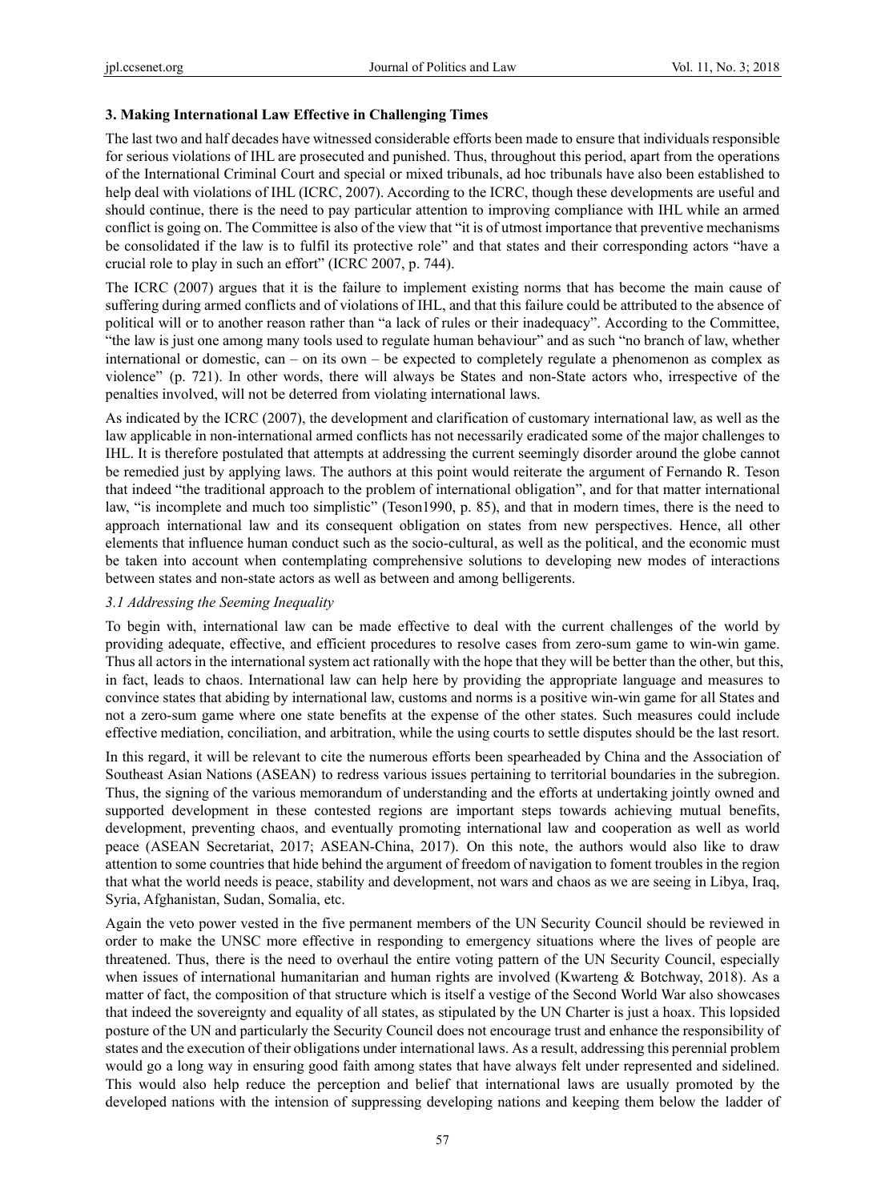### 3. Making International Law Effective in Challenging Times

The last two and half decades have witnessed considerable efforts been made to ensure that individuals responsible for serious violations of IHL are prosecuted and punished. Thus, throughout this period, apart from the operations of the International Criminal Court and special or mixed tribunals, ad hoc tribunals have also been established to help deal with violations of IHL (ICRC, 2007). According to the ICRC, though these developments are useful and should continue, there is the need to pay particular attention to improving compliance with IHL while an armed conflict is going on. The Committee is also of the view that "it is of utmost importance that preventive mechanisms be consolidated if the law is to fulfil its protective role" and that states and their corresponding actors "have a crucial role to play in such an effort" (ICRC 2007, p. 744).

The ICRC (2007) argues that it is the failure to implement existing norms that has become the main cause of suffering during armed conflicts and of violations of IHL, and that this failure could be attributed to the absence of political will or to another reason rather than "a lack of rules or their inadequacy". According to the Committee, "the law is just one among many tools used to regulate human behaviour" and as such "no branch of law, whether international or domestic, can – on its own – be expected to completely regulate a phenomenon as complex as violence" (p. 721). In other words, there will always be States and non-State actors who, irrespective of the penalties involved, will not be deterred from violating international laws.

As indicated by the ICRC (2007), the development and clarification of customary international law, as well as the law applicable in non-international armed conflicts has not necessarily eradicated some of the major challenges to IHL. It is therefore postulated that attempts at addressing the current seemingly disorder around the globe cannot be remedied just by applying laws. The authors at this point would reiterate the argument of Fernando R. Teson that indeed "the traditional approach to the problem of international obligation", and for that matter international law, "is incomplete and much too simplistic" (Teson1990, p. 85), and that in modern times, there is the need to approach international law and its consequent obligation on states from new perspectives. Hence, all other elements that influence human conduct such as the socio-cultural, as well as the political, and the economic must be taken into account when contemplating comprehensive solutions to developing new modes of interactions between states and non-state actors as well as between and among belligerents.

#### *3.1 Addressing the Seeming Inequality*

To begin with, international law can be made effective to deal with the current challenges of the world by providing adequate, effective, and efficient procedures to resolve cases from zero-sum game to win-win game. Thus all actors in the international system act rationally with the hope that they will be better than the other, but this, in fact, leads to chaos. International law can help here by providing the appropriate language and measures to convince states that abiding by international law, customs and norms is a positive win-win game for all States and not a zero-sum game where one state benefits at the expense of the other states. Such measures could include effective mediation, conciliation, and arbitration, while the using courts to settle disputes should be the last resort.

In this regard, it will be relevant to cite the numerous efforts been spearheaded by China and the Association of Southeast Asian Nations (ASEAN) to redress various issues pertaining to territorial boundaries in the subregion. Thus, the signing of the various memorandum of understanding and the efforts at undertaking jointly owned and supported development in these contested regions are important steps towards achieving mutual benefits, development, preventing chaos, and eventually promoting international law and cooperation as well as world peace (ASEAN Secretariat, 2017; ASEAN-China, 2017). On this note, the authors would also like to draw attention to some countries that hide behind the argument of freedom of navigation to foment troubles in the region that what the world needs is peace, stability and development, not wars and chaos as we are seeing in Libya, Iraq, Syria, Afghanistan, Sudan, Somalia, etc.

Again the veto power vested in the five permanent members of the UN Security Council should be reviewed in order to make the UNSC more effective in responding to emergency situations where the lives of people are threatened. Thus, there is the need to overhaul the entire voting pattern of the UN Security Council, especially when issues of international humanitarian and human rights are involved (Kwarteng & Botchway, 2018). As a matter of fact, the composition of that structure which is itself a vestige of the Second World War also showcases that indeed the sovereignty and equality of all states, as stipulated by the UN Charter is just a hoax. This lopsided posture of the UN and particularly the Security Council does not encourage trust and enhance the responsibility of states and the execution of their obligations under international laws. As a result, addressing this perennial problem would go a long way in ensuring good faith among states that have always felt under represented and sidelined. This would also help reduce the perception and belief that international laws are usually promoted by the developed nations with the intension of suppressing developing nations and keeping them below the ladder of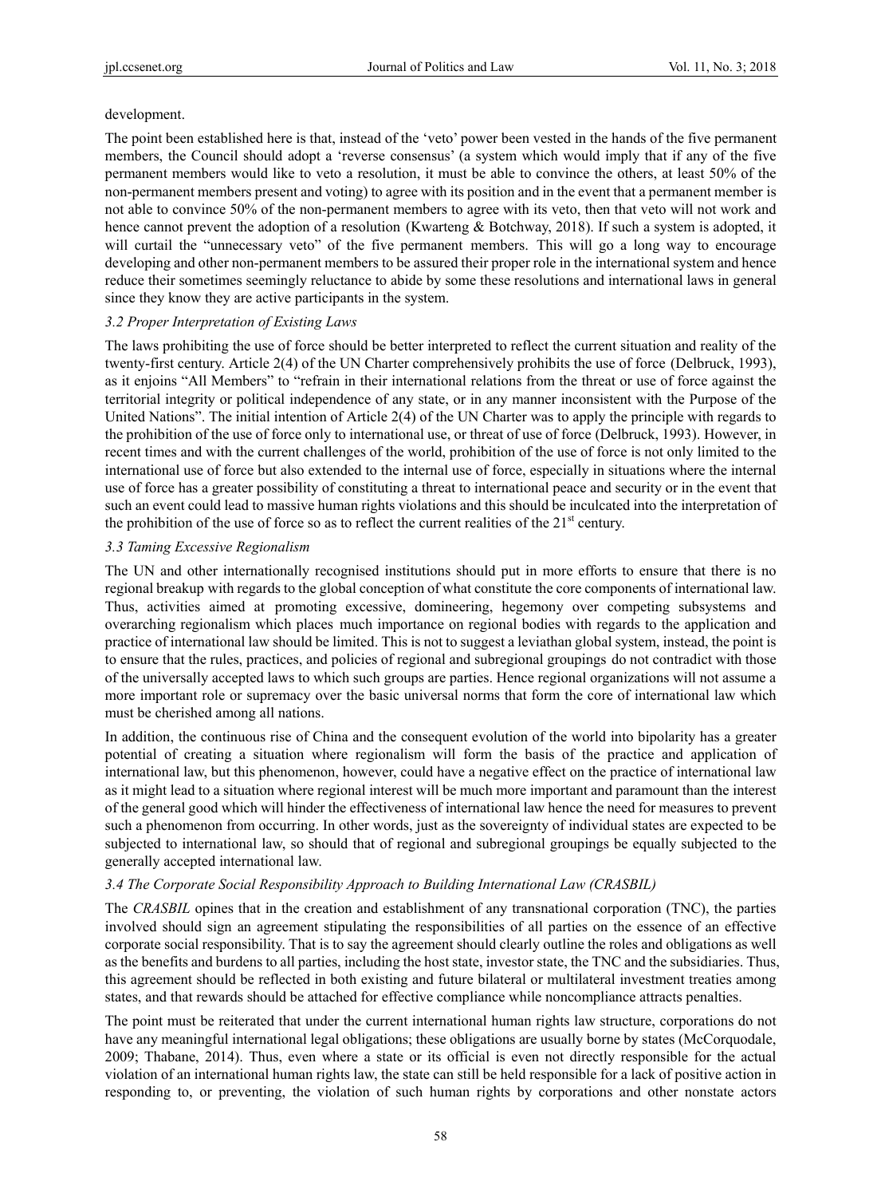development.

The point been established here is that, instead of the 'veto' power been vested in the hands of the five permanent members, the Council should adopt a 'reverse consensus' (a system which would imply that if any of the five permanent members would like to veto a resolution, it must be able to convince the others, at least 50% of the non-permanent members present and voting) to agree with its position and in the event that a permanent member is not able to convince 50% of the non-permanent members to agree with its veto, then that veto will not work and hence cannot prevent the adoption of a resolution (Kwarteng & Botchway, 2018). If such a system is adopted, it will curtail the "unnecessary veto" of the five permanent members. This will go a long way to encourage developing and other non-permanent members to be assured their proper role in the international system and hence reduce their sometimes seemingly reluctance to abide by some these resolutions and international laws in general since they know they are active participants in the system.

### *3.2 Proper Interpretation of Existing Laws*

The laws prohibiting the use of force should be better interpreted to reflect the current situation and reality of the twenty-first century. Article 2(4) of the UN Charter comprehensively prohibits the use of force (Delbruck, 1993), as it enjoins "All Members" to "refrain in their international relations from the threat or use of force against the territorial integrity or political independence of any state, or in any manner inconsistent with the Purpose of the United Nations". The initial intention of Article 2(4) of the UN Charter was to apply the principle with regards to the prohibition of the use of force only to international use, or threat of use of force (Delbruck, 1993). However, in recent times and with the current challenges of the world, prohibition of the use of force is not only limited to the international use of force but also extended to the internal use of force, especially in situations where the internal use of force has a greater possibility of constituting a threat to international peace and security or in the event that such an event could lead to massive human rights violations and this should be inculcated into the interpretation of the prohibition of the use of force so as to reflect the current realities of the 21st century.

### *3.3 Taming Excessive Regionalism*

The UN and other internationally recognised institutions should put in more efforts to ensure that there is no regional breakup with regards to the global conception of what constitute the core components of international law. Thus, activities aimed at promoting excessive, domineering, hegemony over competing subsystems and overarching regionalism which places much importance on regional bodies with regards to the application and practice of international law should be limited. This is not to suggest a leviathan global system, instead, the point is to ensure that the rules, practices, and policies of regional and subregional groupings do not contradict with those of the universally accepted laws to which such groups are parties. Hence regional organizations will not assume a more important role or supremacy over the basic universal norms that form the core of international law which must be cherished among all nations.

In addition, the continuous rise of China and the consequent evolution of the world into bipolarity has a greater potential of creating a situation where regionalism will form the basis of the practice and application of international law, but this phenomenon, however, could have a negative effect on the practice of international law as it might lead to a situation where regional interest will be much more important and paramount than the interest of the general good which will hinder the effectiveness of international law hence the need for measures to prevent such a phenomenon from occurring. In other words, just as the sovereignty of individual states are expected to be subjected to international law, so should that of regional and subregional groupings be equally subjected to the generally accepted international law.

### *3.4 The Corporate Social Responsibility Approach to Building International Law (CRASBIL)*

The *CRASBIL* opines that in the creation and establishment of any transnational corporation (TNC), the parties involved should sign an agreement stipulating the responsibilities of all parties on the essence of an effective corporate social responsibility. That is to say the agreement should clearly outline the roles and obligations as well as the benefits and burdens to all parties, including the host state, investor state, the TNC and the subsidiaries. Thus, this agreement should be reflected in both existing and future bilateral or multilateral investment treaties among states, and that rewards should be attached for effective compliance while noncompliance attracts penalties.

The point must be reiterated that under the current international human rights law structure, corporations do not have any meaningful international legal obligations; these obligations are usually borne by states (McCorquodale, 2009; Thabane, 2014). Thus, even where a state or its official is even not directly responsible for the actual violation of an international human rights law, the state can still be held responsible for a lack of positive action in responding to, or preventing, the violation of such human rights by corporations and other nonstate actors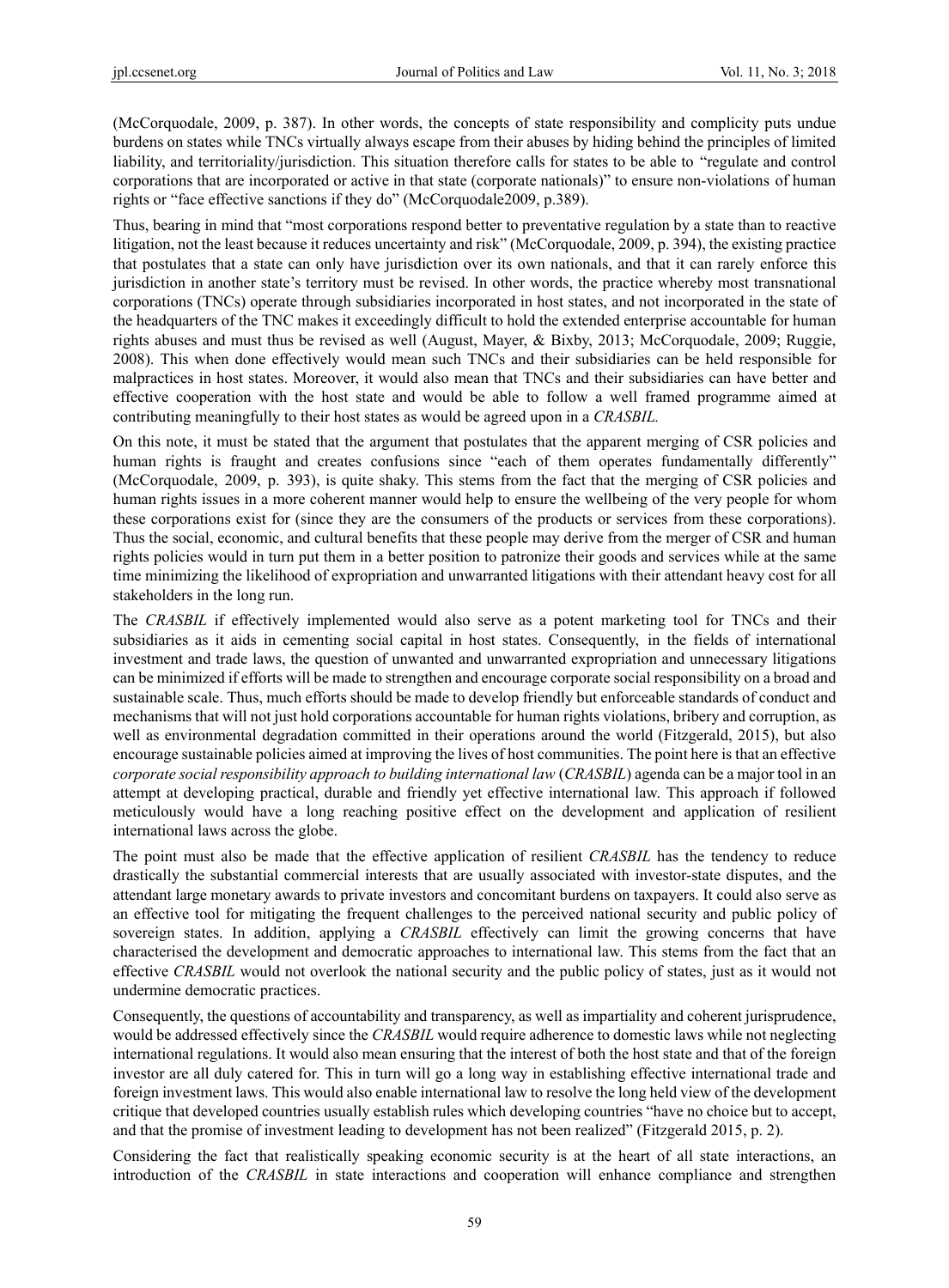(McCorquodale, 2009, p. 387). In other words, the concepts of state responsibility and complicity puts undue burdens on states while TNCs virtually always escape from their abuses by hiding behind the principles of limited liability, and territoriality/jurisdiction. This situation therefore calls for states to be able to "regulate and control corporations that are incorporated or active in that state (corporate nationals)" to ensure non-violations of human rights or "face effective sanctions if they do" (McCorquodale2009, p.389).

Thus, bearing in mind that "most corporations respond better to preventative regulation by a state than to reactive litigation, not the least because it reduces uncertainty and risk" (McCorquodale, 2009, p. 394), the existing practice that postulates that a state can only have jurisdiction over its own nationals, and that it can rarely enforce this jurisdiction in another state's territory must be revised. In other words, the practice whereby most transnational corporations (TNCs) operate through subsidiaries incorporated in host states, and not incorporated in the state of the headquarters of the TNC makes it exceedingly difficult to hold the extended enterprise accountable for human rights abuses and must thus be revised as well (August, Mayer, & Bixby, 2013; McCorquodale, 2009; Ruggie, 2008). This when done effectively would mean such TNCs and their subsidiaries can be held responsible for malpractices in host states. Moreover, it would also mean that TNCs and their subsidiaries can have better and effective cooperation with the host state and would be able to follow a well framed programme aimed at contributing meaningfully to their host states as would be agreed upon in a *CRASBIL*.

On this note, it must be stated that the argument that postulates that the apparent merging of CSR policies and human rights is fraught and creates confusions since "each of them operates fundamentally differently" (McCorquodale, 2009, p. 393), is quite shaky. This stems from the fact that the merging of CSR policies and human rights issues in a more coherent manner would help to ensure the wellbeing of the very people for whom these corporations exist for (since they are the consumers of the products or services from these corporations). Thus the social, economic, and cultural benefits that these people may derive from the merger of CSR and human rights policies would in turn put them in a better position to patronize their goods and services while at the same time minimizing the likelihood of expropriation and unwarranted litigations with their attendant heavy cost for all stakeholders in the long run.

The *CRASBIL* if effectively implemented would also serve as a potent marketing tool for TNCs and their subsidiaries as it aids in cementing social capital in host states. Consequently, in the fields of international investment and trade laws, the question of unwanted and unwarranted expropriation and unnecessary litigations can be minimized if efforts will be made to strengthen and encourage corporate social responsibility on a broad and sustainable scale. Thus, much efforts should be made to develop friendly but enforceable standards of conduct and mechanisms that will not just hold corporations accountable for human rights violations, bribery and corruption, as well as environmental degradation committed in their operations around the world (Fitzgerald, 2015), but also encourage sustainable policies aimed at improving the lives of host communities. The point here is that an effective *corporate social responsibility approach to building international law* (*CRASBIL*) agenda can be a major tool in an attempt at developing practical, durable and friendly yet effective international law. This approach if followed meticulously would have a long reaching positive effect on the development and application of resilient international laws across the globe.

The point must also be made that the effective application of resilient *CRASBIL* has the tendency to reduce drastically the substantial commercial interests that are usually associated with investor-state disputes, and the attendant large monetary awards to private investors and concomitant burdens on taxpayers. It could also serve as an effective tool for mitigating the frequent challenges to the perceived national security and public policy of sovereign states. In addition, applying a *CRASBIL* effectively can limit the growing concerns that have characterised the development and democratic approaches to international law. This stems from the fact that an effective *CRASBIL* would not overlook the national security and the public policy of states, just as it would not undermine democratic practices.

Consequently, the questions of accountability and transparency, as well as impartiality and coherent jurisprudence, would be addressed effectively since the *CRASBIL* would require adherence to domestic laws while not neglecting international regulations. It would also mean ensuring that the interest of both the host state and that of the foreign investor are all duly catered for. This in turn will go a long way in establishing effective international trade and foreign investment laws. This would also enable international law to resolve the long held view of the development critique that developed countries usually establish rules which developing countries "have no choice but to accept, and that the promise of investment leading to development has not been realized" (Fitzgerald 2015, p. 2).

Considering the fact that realistically speaking economic security is at the heart of all state interactions, an introduction of the *CRASBIL* in state interactions and cooperation will enhance compliance and strengthen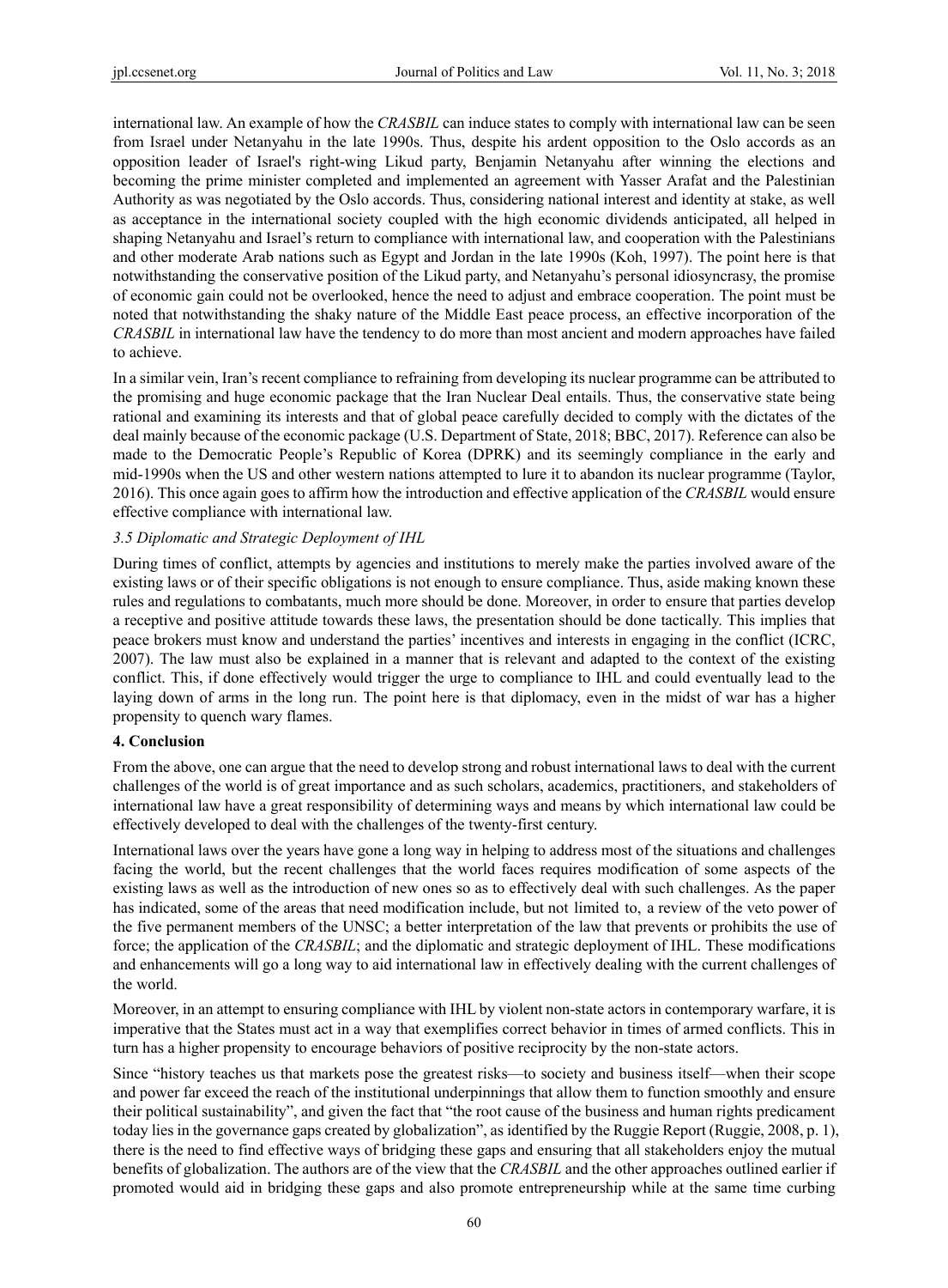international law. An example of how the *CRASBIL* can induce states to comply with international law can be seen from Israel under Netanyahu in the late 1990s. Thus, despite his ardent opposition to the Oslo accords as an opposition leader of Israel's right-wing Likud party, Benjamin Netanyahu after winning the elections and becoming the prime minister completed and implemented an agreement with Yasser Arafat and the Palestinian Authority as was negotiated by the Oslo accords. Thus, considering national interest and identity at stake, as well as acceptance in the international society coupled with the high economic dividends anticipated, all helped in shaping Netanyahu and Israel's return to compliance with international law, and cooperation with the Palestinians and other moderate Arab nations such as Egypt and Jordan in the late 1990s (Koh, 1997). The point here is that notwithstanding the conservative position of the Likud party, and Netanyahu's personal idiosyncrasy, the promise of economic gain could not be overlooked, hence the need to adjust and embrace cooperation. The point must be noted that notwithstanding the shaky nature of the Middle East peace process, an effective incorporation of the *CRASBIL* in international law have the tendency to do more than most ancient and modern approaches have failed to achieve.

In a similar vein, Iran's recent compliance to refraining from developing its nuclear programme can be attributed to the promising and huge economic package that the Iran Nuclear Deal entails. Thus, the conservative state being rational and examining its interests and that of global peace carefully decided to comply with the dictates of the deal mainly because of the economic package (U.S. Department of State, 2018; BBC, 2017). Reference can also be made to the Democratic People's Republic of Korea (DPRK) and its seemingly compliance in the early and mid-1990s when the US and other western nations attempted to lure it to abandon its nuclear programme (Taylor, 2016). This once again goes to affirm how the introduction and effective application of the *CRASBIL* would ensure effective compliance with international law.

### *3.5 Diplomatic and Strategic Deployment of IHL*

During times of conflict, attempts by agencies and institutions to merely make the parties involved aware of the existing laws or of their specific obligations is not enough to ensure compliance. Thus, aside making known these rules and regulations to combatants, much more should be done. Moreover, in order to ensure that parties develop a receptive and positive attitude towards these laws, the presentation should be done tactically. This implies that peace brokers must know and understand the parties' incentives and interests in engaging in the conflict (ICRC, 2007). The law must also be explained in a manner that is relevant and adapted to the context of the existing conflict. This, if done effectively would trigger the urge to compliance to IHL and could eventually lead to the laying down of arms in the long run. The point here is that diplomacy, even in the midst of war has a higher propensity to quench wary flames.

## 4. Conclusion

From the above, one can argue that the need to develop strong and robust international laws to deal with the current challenges of the world is of great importance and as such scholars, academics, practitioners, and stakeholders of international law have a great responsibility of determining ways and means by which international law could be effectively developed to deal with the challenges of the twenty-first century.

International laws over the years have gone a long way in helping to address most of the situations and challenges facing the world, but the recent challenges that the world faces requires modification of some aspects of the existing laws as well as the introduction of new ones so as to effectively deal with such challenges. As the paper has indicated, some of the areas that need modification include, but not limited to, a review of the veto power of the five permanent members of the UNSC; a better interpretation of the law that prevents or prohibits the use of force; the application of the *CRASBIL*; and the diplomatic and strategic deployment of IHL. These modifications and enhancements will go a long way to aid international law in effectively dealing with the current challenges of the world.

Moreover, in an attempt to ensuring compliance with IHL by violent non-state actors in contemporary warfare, it is imperative that the States must act in a way that exemplifies correct behavior in times of armed conflicts. This in turn has a higher propensity to encourage behaviors of positive reciprocity by the non-state actors.

Since "history teaches us that markets pose the greatest risks—to society and business itself—when their scope and power far exceed the reach of the institutional underpinnings that allow them to function smoothly and ensure their political sustainability", and given the fact that "the root cause of the business and human rights predicament today lies in the governance gaps created by globalization", as identified by the Ruggie Report (Ruggie, 2008, p. 1), there is the need to find effective ways of bridging these gaps and ensuring that all stakeholders enjoy the mutual benefits of globalization. The authors are of the view that the *CRASBIL* and the other approaches outlined earlier if promoted would aid in bridging these gaps and also promote entrepreneurship while at the same time curbing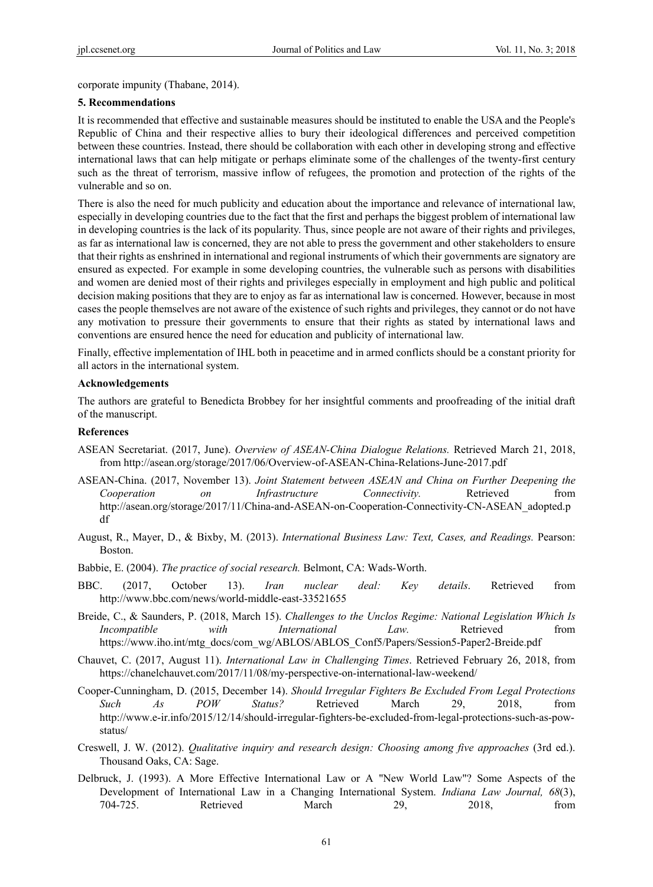corporate impunity (Thabane, 2014).

### 5. Recommendations

It is recommended that effective and sustainable measures should be instituted to enable the USA and the People's Republic of China and their respective allies to bury their ideological differences and perceived competition between these countries. Instead, there should be collaboration with each other in developing strong and effective international laws that can help mitigate or perhaps eliminate some of the challenges of the twenty-first century such as the threat of terrorism, massive inflow of refugees, the promotion and protection of the rights of the vulnerable and so on.

There is also the need for much publicity and education about the importance and relevance of international law, especially in developing countries due to the fact that the first and perhaps the biggest problem of international law in developing countries is the lack of its popularity. Thus, since people are not aware of their rights and privileges, as far as international law is concerned, they are not able to press the government and other stakeholders to ensure that their rights as enshrined in international and regional instruments of which their governments are signatory are ensured as expected. For example in some developing countries, the vulnerable such as persons with disabilities and women are denied most of their rights and privileges especially in employment and high public and political decision making positions that they are to enjoy as far as international law is concerned. However, because in most cases the people themselves are not aware of the existence of such rights and privileges, they cannot or do not have any motivation to pressure their governments to ensure that their rights as stated by international laws and conventions are ensured hence the need for education and publicity of international law.

Finally, effective implementation of IHL both in peacetime and in armed conflicts should be a constant priority for all actors in the international system.

### Acknowledgements

The authors are grateful to Benedicta Brobbey for her insightful comments and proofreading of the initial draft of the manuscript.

### References

ASEAN Secretariat. (2017, June). *Overview of ASEAN-China Dialogue Relations.* Retrieved March 21, 2018, from http://asean.org/storage/2017/06/Overview-of-ASEAN-China-Relations-June-2017.pdf

ASEAN-China. (2017, November 13). *Joint Statement between ASEAN and China on Further Deepening the Cooperation on Infrastructure Connectivity.* Retrieved from http://asean.org/storage/2017/11/China-and-ASEAN-on-Cooperation-Connectivity-CN-ASEAN_adopted.pdf

August, R., Mayer, D., & Bixby, M. (2013). *International Business Law: Text, Cases, and Readings.* Pearson: Boston.

Babbie, E. (2004). *The practice of social research.* Belmont, CA: Wads-Worth.

BBC. (2017, October 13). *Iran nuclear deal: Key details*. Retrieved from http://www.bbc.com/news/world-middle-east-33521655

Breide, C., & Saunders, P. (2018, March 15). *Challenges to the Unclos Regime: National Legislation Which Is Incompatible with International Law.* Retrieved from https://www.iho.int/mtg_docs/com_wg/ABLOS/ABLOS_Conf5/Papers/Session5-Paper2-Breide.pdf

Chauvet, C. (2017, August 11). *International Law in Challenging Times*. Retrieved February 26, 2018, from https://chanelchauvet.com/2017/11/08/my-perspective-on-international-law-weekend/

Cooper-Cunningham, D. (2015, December 14). *Should Irregular Fighters Be Excluded From Legal Protections Such As POW Status?* Retrieved March 29, 2018, from http://www.e-ir.info/2015/12/14/should-irregular-fighters-be-excluded-from-legal-protections-such-as-pow-status/

Creswell, J. W. (2012). *Qualitative inquiry and research design: Choosing among five approaches* (3rd ed.). Thousand Oaks, CA: Sage.

Delbruck, J. (1993). A More Effective International Law or A "New World Law"? Some Aspects of the Development of International Law in a Changing International System. *Indiana Law Journal, 68*(3), 704-725. Retrieved March 29, 2018, from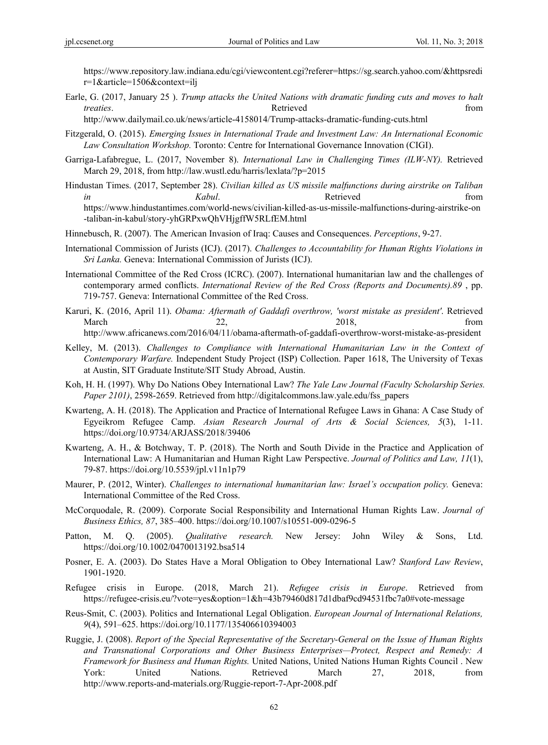https://www.repository.law.indiana.edu/cgi/viewcontent.cgi?referer=https://sg.search.yahoo.com/&httpsredir=1&article=1506&context=ilj

Earle, G. (2017, January 25 ). *Trump attacks the United Nations with dramatic funding cuts and moves to halt treaties*. Retrieved from http://www.dailymail.co.uk/news/article-4158014/Trump-attacks-dramatic-funding-cuts.html

Fitzgerald, O. (2015). *Emerging Issues in International Trade and Investment Law: An International Economic Law Consultation Workshop.* Toronto: Centre for International Governance Innovation (CIGI).

Garriga-Lafabregue, L. (2017, November 8). *International Law in Challenging Times (ILW-NY).* Retrieved March 29, 2018, from http://law.wustl.edu/harris/lexlata/?p=2015

Hindustan Times. (2017, September 28). *Civilian killed as US missile malfunctions during airstrike on Taliban in Kabul*. Retrieved from https://www.hindustantimes.com/world-news/civilian-killed-as-us-missile-malfunctions-during-airstrike-on-taliban-in-kabul/story-yhGRPxwQhVHjgffW5RLfEM.html

Hinnebusch, R. (2007). The American Invasion of Iraq: Causes and Consequences. *Perceptions*, 9-27.

International Commission of Jurists (ICJ). (2017). *Challenges to Accountability for Human Rights Violations in Sri Lanka.* Geneva: International Commission of Jurists (ICJ).

International Committee of the Red Cross (ICRC). (2007). International humanitarian law and the challenges of contemporary armed conflicts. *International Review of the Red Cross (Reports and Documents).89* , pp. 719-757. Geneva: International Committee of the Red Cross.

Karuri, K. (2016, April 11). *Obama: Aftermath of Gaddafi overthrow, 'worst mistake as president'*. Retrieved March 22, 2018, from http://www.africanews.com/2016/04/11/obama-aftermath-of-gaddafi-overthrow-worst-mistake-as-president

Kelley, M. (2013). *Challenges to Compliance with International Humanitarian Law in the Context of Contemporary Warfare.* Independent Study Project (ISP) Collection. Paper 1618, The University of Texas at Austin, SIT Graduate Institute/SIT Study Abroad, Austin.

Koh, H. H. (1997). Why Do Nations Obey International Law? *The Yale Law Journal (Faculty Scholarship Series. Paper 2101)*, 2598-2659. Retrieved from http://digitalcommons.law.yale.edu/fss_papers

Kwarteng, A. H. (2018). The Application and Practice of International Refugee Laws in Ghana: A Case Study of Egyeikrom Refugee Camp. *Asian Research Journal of Arts & Social Sciences, 5*(3), 1-11. https://doi.org/10.9734/ARJASS/2018/39406

Kwarteng, A. H., & Botchway, T. P. (2018). The North and South Divide in the Practice and Application of International Law: A Humanitarian and Human Right Law Perspective. *Journal of Politics and Law, 11*(1), 79-87. https://doi.org/10.5539/jpl.v11n1p79

Maurer, P. (2012, Winter). *Challenges to international humanitarian law: Israel's occupation policy.* Geneva: International Committee of the Red Cross.

McCorquodale, R. (2009). Corporate Social Responsibility and International Human Rights Law. *Journal of Business Ethics, 87*, 385–400. https://doi.org/10.1007/s10551-009-0296-5

Patton, M. Q. (2005). *Qualitative research.* New Jersey: John Wiley & Sons, Ltd. https://doi.org/10.1002/0470013192.bsa514

Posner, E. A. (2003). Do States Have a Moral Obligation to Obey International Law? *Stanford Law Review*, 1901-1920.

Refugee crisis in Europe. (2018, March 21). *Refugee crisis in Europe*. Retrieved from https://refugee-crisis.eu/?vote=yes&option=1&h=43b79460d817d1dbaf9cd94531fbc7a0#vote-message

Reus-Smit, C. (2003). Politics and International Legal Obligation. *European Journal of International Relations, 9*(4), 591–625. https://doi.org/10.1177/135406610394003

Ruggie, J. (2008). *Report of the Special Representative of the Secretary-General on the Issue of Human Rights and Transnational Corporations and Other Business Enterprises—Protect, Respect and Remedy: A Framework for Business and Human Rights.* United Nations, United Nations Human Rights Council . New York: United Nations. Retrieved March 27, 2018, from http://www.reports-and-materials.org/Ruggie-report-7-Apr-2008.pdf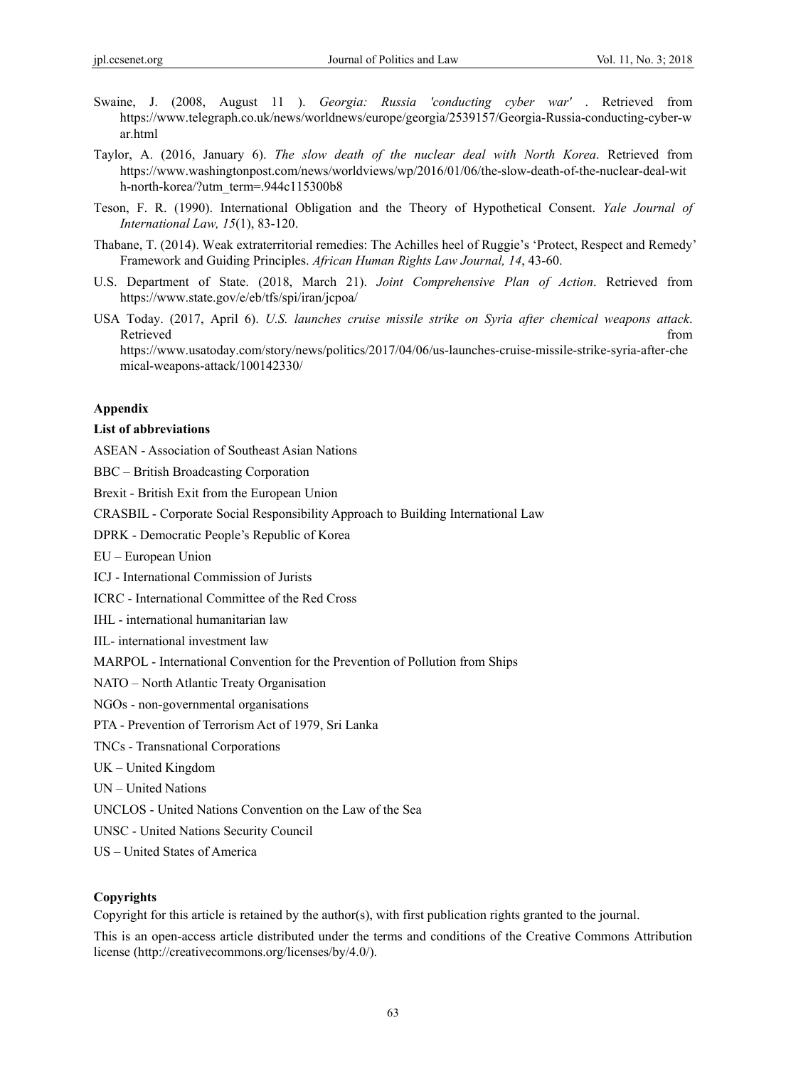Swaine, J. (2008, August 11 ). *Georgia: Russia 'conducting cyber war'* . Retrieved from https://www.telegraph.co.uk/news/worldnews/europe/georgia/2539157/Georgia-Russia-conducting-cyber-war.html

Taylor, A. (2016, January 6). *The slow death of the nuclear deal with North Korea*. Retrieved from https://www.washingtonpost.com/news/worldviews/wp/2016/01/06/the-slow-death-of-the-nuclear-deal-with-north-korea/?utm_term=.944c115300b8

Teson, F. R. (1990). International Obligation and the Theory of Hypothetical Consent. *Yale Journal of International Law, 15*(1), 83-120.

Thabane, T. (2014). Weak extraterritorial remedies: The Achilles heel of Ruggie's 'Protect, Respect and Remedy' Framework and Guiding Principles. *African Human Rights Law Journal, 14*, 43-60.

U.S. Department of State. (2018, March 21). *Joint Comprehensive Plan of Action*. Retrieved from https://www.state.gov/e/eb/tfs/spi/iran/jcpoa/

USA Today. (2017, April 6). *U.S. launches cruise missile strike on Syria after chemical weapons attack*. Retrieved from https://www.usatoday.com/story/news/politics/2017/04/06/us-launches-cruise-missile-strike-syria-after-chemical-weapons-attack/100142330/

**Appendix**

**List of abbreviations**

ASEAN - Association of Southeast Asian Nations

BBC – British Broadcasting Corporation

Brexit - British Exit from the European Union

CRASBIL - Corporate Social Responsibility Approach to Building International Law

DPRK - Democratic People's Republic of Korea

EU – European Union

ICJ - International Commission of Jurists

ICRC - International Committee of the Red Cross

IHL - international humanitarian law

IIL- international investment law

MARPOL - International Convention for the Prevention of Pollution from Ships

NATO – North Atlantic Treaty Organisation

NGOs - non-governmental organisations

PTA - Prevention of Terrorism Act of 1979, Sri Lanka

TNCs - Transnational Corporations

UK – United Kingdom

UN – United Nations

UNCLOS - United Nations Convention on the Law of the Sea

UNSC - United Nations Security Council

US – United States of America

**Copyrights**

Copyright for this article is retained by the author(s), with first publication rights granted to the journal.

This is an open-access article distributed under the terms and conditions of the Creative Commons Attribution license (http://creativecommons.org/licenses/by/4.0/).